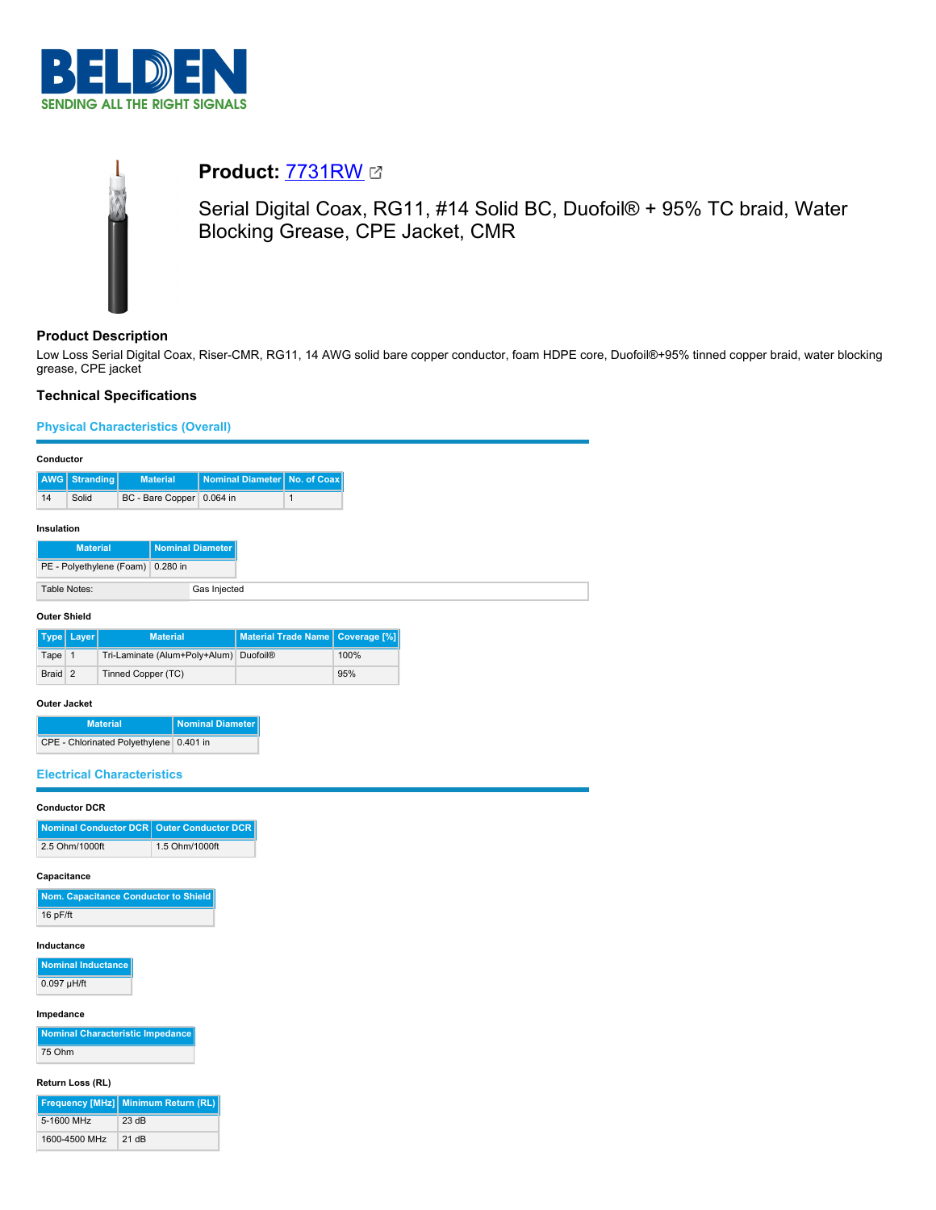# BELDEN

SENDING ALL THE RIGHT SIGNALS

## Product: 7731RW

Serial Digital Coax, RG11, #14 Solid BC, Duofoil® + 95% TC braid, Water Blocking Grease, CPE Jacket, CMR

### Product Description

Low Loss Serial Digital Coax, Riser-CMR, RG11, 14 AWG solid bare copper conductor, foam HDPE core, Duofoil®+95% tinned copper braid, water blocking grease, CPE jacket

### Technical Specifications

#### Physical Characteristics (Overall)

**Conductor**

| AWG | Stranding | Material | Nominal Diameter | No. of Coax |
|---|---|---|---|---|
| 14 | Solid | BC - Bare Copper | 0.064 in | 1 |

**Insulation**

| Material | Nominal Diameter |
|---|---|
| PE - Polyethylene (Foam) | 0.280 in |

| Table Notes: | Gas Injected |
|---|---|

**Outer Shield**

| Type | Layer | Material | Material Trade Name | Coverage [%] |
|---|---|---|---|---|
| Tape | 1 | Tri-Laminate (Alum+Poly+Alum) | Duofoil® | 100% |
| Braid | 2 | Tinned Copper (TC) | | 95% |

**Outer Jacket**

| Material | Nominal Diameter |
|---|---|
| CPE - Chlorinated Polyethylene | 0.401 in |

#### Electrical Characteristics

**Conductor DCR**

| Nominal Conductor DCR | Outer Conductor DCR |
|---|---|
| 2.5 Ohm/1000ft | 1.5 Ohm/1000ft |

**Capacitance**

| Nom. Capacitance Conductor to Shield |
|---|
| 16 pF/ft |

**Inductance**

| Nominal Inductance |
|---|
| 0.097 µH/ft |

**Impedance**

| Nominal Characteristic Impedance |
|---|
| 75 Ohm |

**Return Loss (RL)**

| Frequency [MHz] | Minimum Return (RL) |
|---|---|
| 5-1600 MHz | 23 dB |
| 1600-4500 MHz | 21 dB |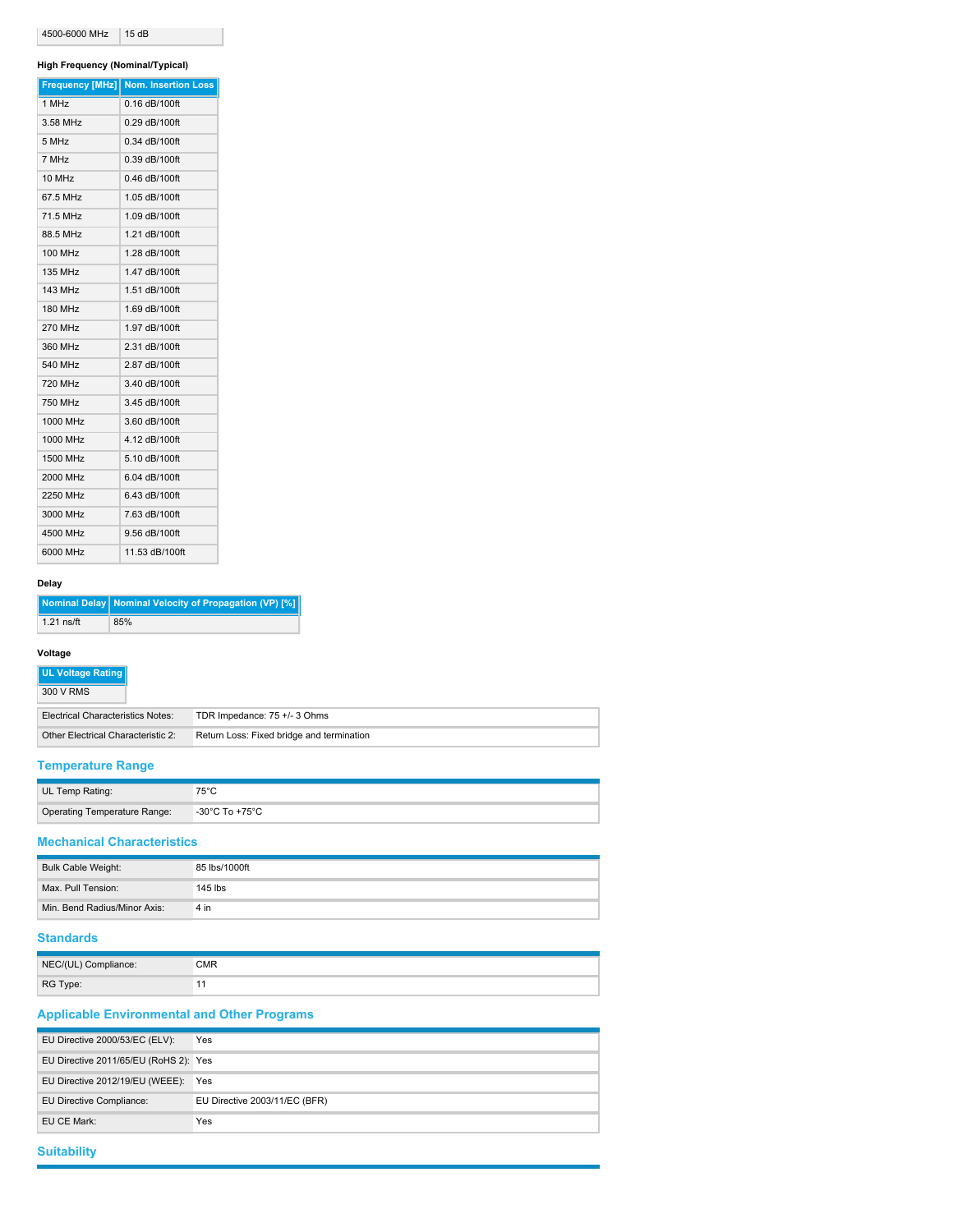| 4500-6000 MHz | 15 dB |
|---|---|

**High Frequency (Nominal/Typical)**

| Frequency [MHz] | Nom. Insertion Loss |
|---|---|
| 1 MHz | 0.16 dB/100ft |
| 3.58 MHz | 0.29 dB/100ft |
| 5 MHz | 0.34 dB/100ft |
| 7 MHz | 0.39 dB/100ft |
| 10 MHz | 0.46 dB/100ft |
| 67.5 MHz | 1.05 dB/100ft |
| 71.5 MHz | 1.09 dB/100ft |
| 88.5 MHz | 1.21 dB/100ft |
| 100 MHz | 1.28 dB/100ft |
| 135 MHz | 1.47 dB/100ft |
| 143 MHz | 1.51 dB/100ft |
| 180 MHz | 1.69 dB/100ft |
| 270 MHz | 1.97 dB/100ft |
| 360 MHz | 2.31 dB/100ft |
| 540 MHz | 2.87 dB/100ft |
| 720 MHz | 3.40 dB/100ft |
| 750 MHz | 3.45 dB/100ft |
| 1000 MHz | 3.60 dB/100ft |
| 1000 MHz | 4.12 dB/100ft |
| 1500 MHz | 5.10 dB/100ft |
| 2000 MHz | 6.04 dB/100ft |
| 2250 MHz | 6.43 dB/100ft |
| 3000 MHz | 7.63 dB/100ft |
| 4500 MHz | 9.56 dB/100ft |
| 6000 MHz | 11.53 dB/100ft |

**Delay**

| Nominal Delay | Nominal Velocity of Propagation (VP) [%] |
|---|---|
| 1.21 ns/ft | 85% |

**Voltage**

| UL Voltage Rating |
|---|
| 300 V RMS |

| | |
|---|---|
| Electrical Characteristics Notes: | TDR Impedance: 75 +/- 3 Ohms |
| Other Electrical Characteristic 2: | Return Loss: Fixed bridge and termination |

## Temperature Range

| | |
|---|---|
| UL Temp Rating: | 75°C |
| Operating Temperature Range: | -30°C To +75°C |

## Mechanical Characteristics

| | |
|---|---|
| Bulk Cable Weight: | 85 lbs/1000ft |
| Max. Pull Tension: | 145 lbs |
| Min. Bend Radius/Minor Axis: | 4 in |

## Standards

| | |
|---|---|
| NEC/(UL) Compliance: | CMR |
| RG Type: | 11 |

## Applicable Environmental and Other Programs

| | |
|---|---|
| EU Directive 2000/53/EC (ELV): | Yes |
| EU Directive 2011/65/EU (RoHS 2): | Yes |
| EU Directive 2012/19/EU (WEEE): | Yes |
| EU Directive Compliance: | EU Directive 2003/11/EC (BFR) |
| EU CE Mark: | Yes |

## Suitability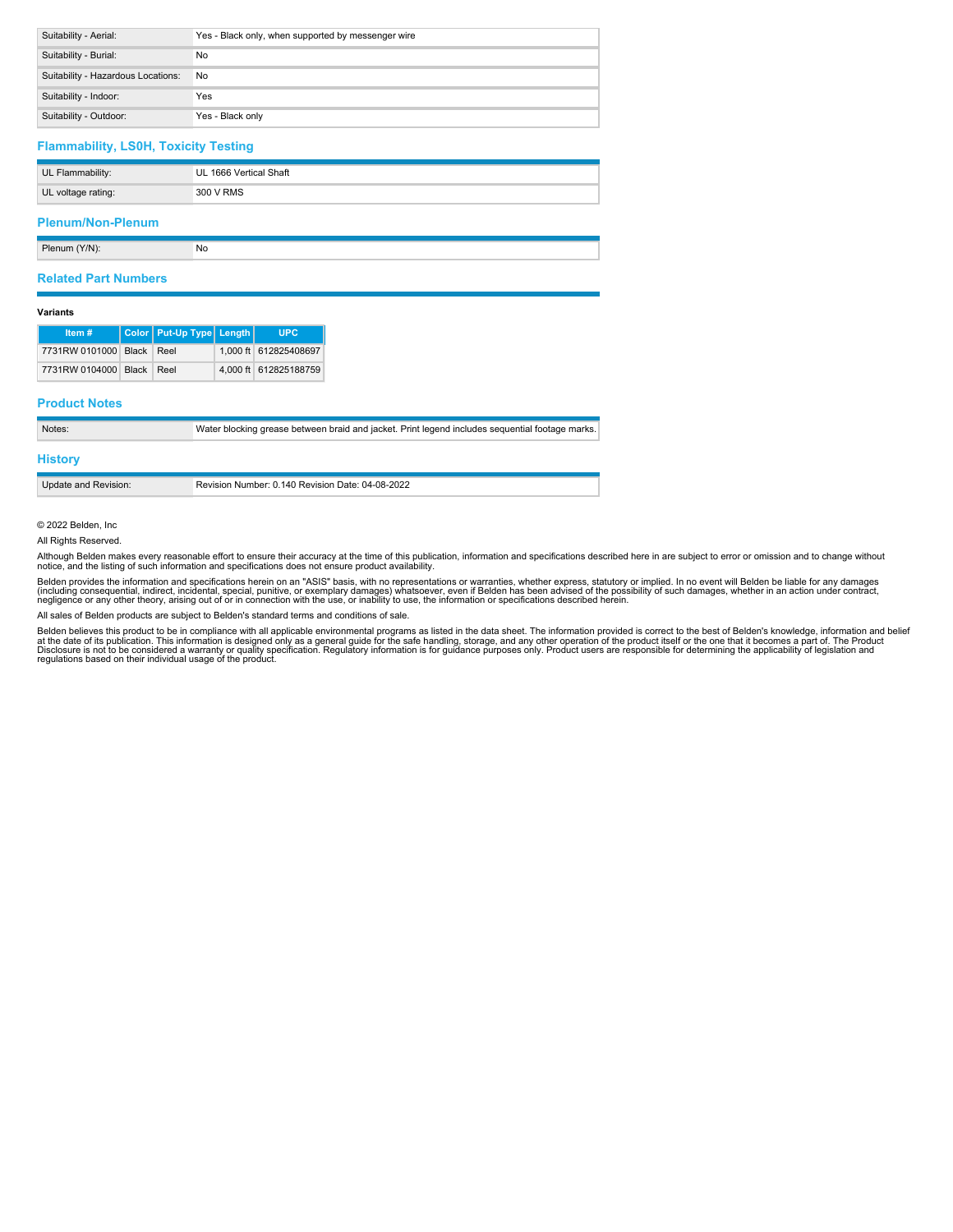| | |
|---|---|
| Suitability - Aerial: | Yes - Black only, when supported by messenger wire |
| Suitability - Burial: | No |
| Suitability - Hazardous Locations: | No |
| Suitability - Indoor: | Yes |
| Suitability - Outdoor: | Yes - Black only |

## Flammability, LS0H, Toxicity Testing

| | |
|---|---|
| UL Flammability: | UL 1666 Vertical Shaft |
| UL voltage rating: | 300 V RMS |

## Plenum/Non-Plenum

| | |
|---|---|
| Plenum (Y/N): | No |

## Related Part Numbers

**Variants**

| Item # | Color | Put-Up Type | Length | UPC |
|---|---|---|---|---|
| 7731RW 0101000 | Black | Reel | 1,000 ft | 612825408697 |
| 7731RW 0104000 | Black | Reel | 4,000 ft | 612825188759 |

## Product Notes

| | |
|---|---|
| Notes: | Water blocking grease between braid and jacket. Print legend includes sequential footage marks. |

## History

| | |
|---|---|
| Update and Revision: | Revision Number: 0.140 Revision Date: 04-08-2022 |

© 2022 Belden, Inc

All Rights Reserved.

Although Belden makes every reasonable effort to ensure their accuracy at the time of this publication, information and specifications described here in are subject to error or omission and to change without notice, and the listing of such information and specifications does not ensure product availability.

Belden provides the information and specifications herein on an "ASIS" basis, with no representations or warranties, whether express, statutory or implied. In no event will Belden be liable for any damages (including consequential, indirect, incidental, special, punitive, or exemplary damages) whatsoever, even if Belden has been advised of the possibility of such damages, whether in an action under contract, negligence or any other theory, arising out of or in connection with the use, or inability to use, the information or specifications described herein.

All sales of Belden products are subject to Belden's standard terms and conditions of sale.

Belden believes this product to be in compliance with all applicable environmental programs as listed in the data sheet. The information provided is correct to the best of Belden's knowledge, information and belief at the date of its publication. This information is designed only as a general guide for the safe handling, storage, and any other operation of the product itself or the one that it becomes a part of. The Product Disclosure is not to be considered a warranty or quality specification. Regulatory information is for guidance purposes only. Product users are responsible for determining the applicability of legislation and regulations based on their individual usage of the product.